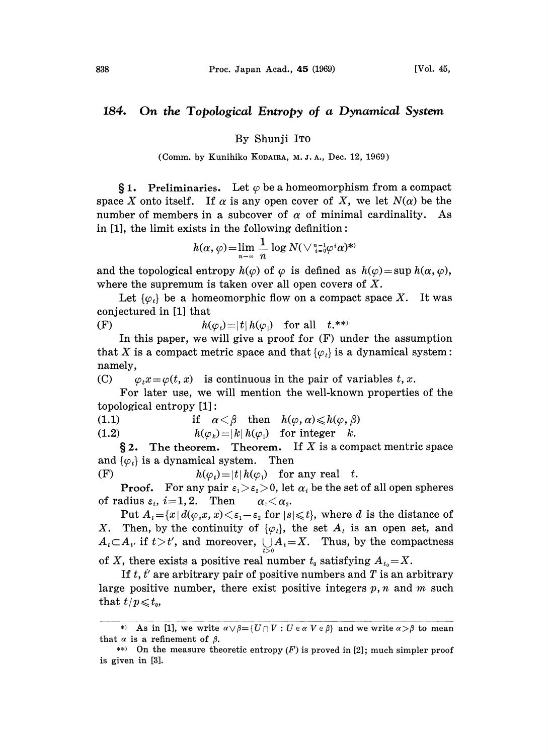# 184. On the Topological Entropy of a Dynamical System

By Shunji ITO

(Comm. by Kunihiko KODAIRA, M. J. A., Dec. 12, 1969)

**§1. Preliminaries.** Let $\varphi$ be a homeomorphism from a compact space $X$ onto itself. If $\alpha$ is any open cover of $X$, we let $N(\alpha)$ be the number of members in a subcover of $\alpha$ of minimal cardinality. As in [1], the limit exists in the following definition:

$$h(\alpha, \varphi) = \lim_{n\to\infty} \frac{1}{n} \log N(\vee_{i=0}^{n-1} \varphi^i \alpha)^{*)}$$

and the topological entropy $h(\varphi)$ of $\varphi$ is defined as $h(\varphi) = \sup h(\alpha, \varphi)$, where the supremum is taken over all open covers of $X$.

Let $\{\varphi_t\}$ be a homeomorphic flow on a compact space $X$. It was conjectured in [1] that

(F) $\qquad h(\varphi_t) = |t|\, h(\varphi_1) \quad$ for all $\quad t.$**)

In this paper, we will give a proof for (F) under the assumption that $X$ is a compact metric space and that $\{\varphi_t\}$ is a dynamical system: namely,

(C) $\qquad \varphi_t x = \varphi(t, x)$ is continuous in the pair of variables $t, x$.

For later use, we will mention the well-known properties of the topological entropy [1]:

(1.1) $\qquad$ if $\quad \alpha < \beta \quad$ then $\quad h(\varphi, \alpha) \leqslant h(\varphi, \beta)$

(1.2) $\qquad h(\varphi_k) = |k|\, h(\varphi_1) \quad$ for integer $\quad k.$

**§2. The theorem. Theorem.** If $X$ is a compact mentric space and $\{\varphi_t\}$ is a dynamical system. Then

(F) $\qquad h(\varphi_t) = |t|\, h(\varphi_1) \quad$ for any real $\quad t.$

**Proof.** For any pair $\varepsilon_1 > \varepsilon_2 > 0$, let $\alpha_i$ be the set of all open spheres of radius $\varepsilon_i$, $i = 1, 2$. Then $\quad \alpha_1 < \alpha_2$.

Put $A_t = \{x \mid d(\varphi_s x, x) < \varepsilon_1 - \varepsilon_2 \text{ for } |s| \leqslant t\}$, where $d$ is the distance of $X$. Then, by the continuity of $\{\varphi_t\}$, the set $A_t$ is an open set, and $A_t \subset A_{t'}$ if $t > t'$, and moreover, $\bigcup_{t>0} A_t = X$. Thus, by the compactness of $X$, there exists a positive real number $t_0$ satisfying $A_{t_0} = X$.

If $t, t'$ are arbitrary pair of positive numbers and $T$ is an arbitrary large positive number, there exist positive integers $p, n$ and $m$ such that $t/p \leqslant t_0$,

---

*) As in [1], we write $\alpha \vee \beta = \{U \cap V : U \in \alpha\ V \in \beta\}$ and we write $\alpha > \beta$ to mean that $\alpha$ is a refinement of $\beta$.

**) On the measure theoretic entropy (F) is proved in [2]; much simpler proof is given in [3].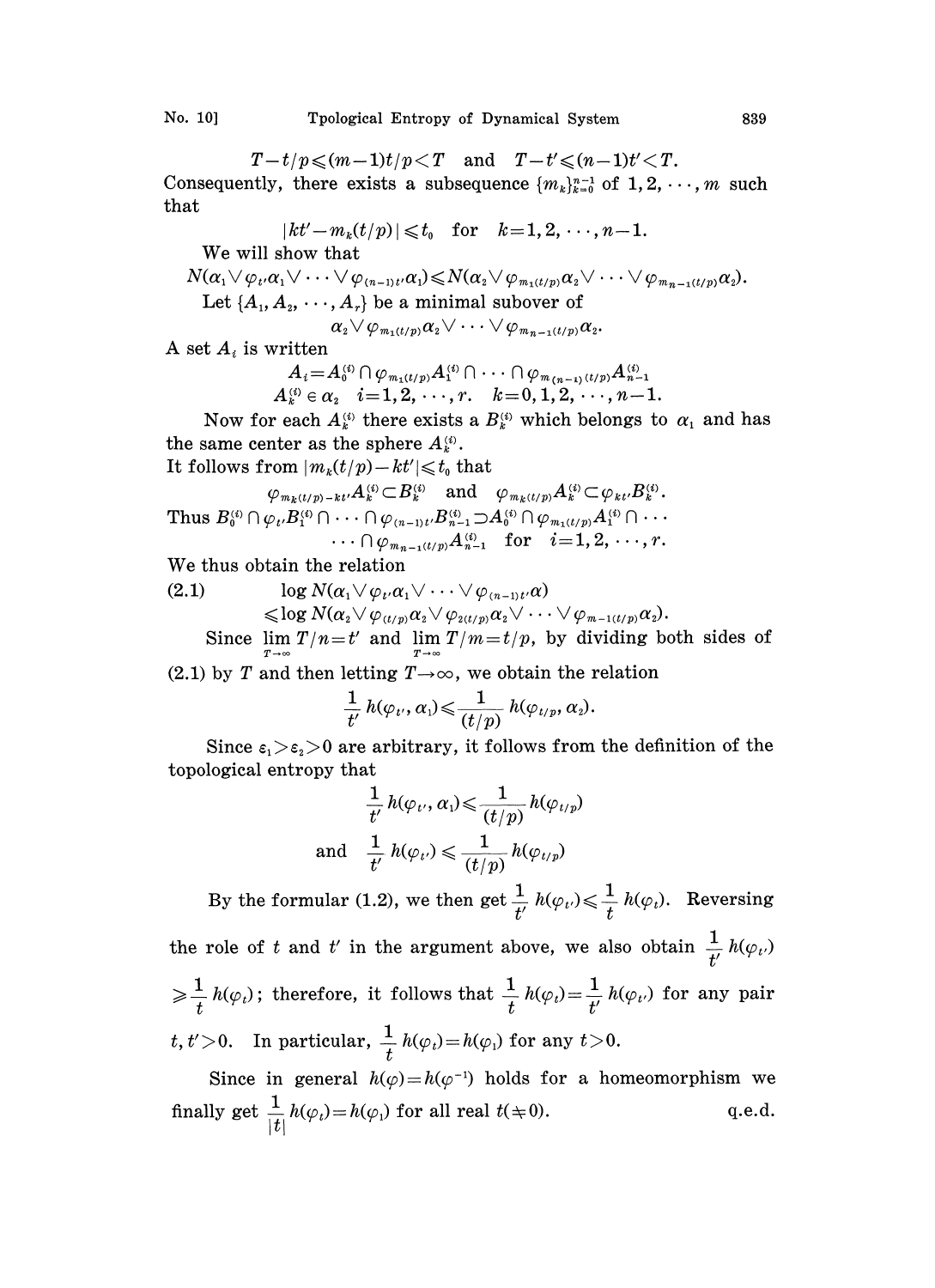$$T - t/p \leqslant (m-1)t/p < T \quad \text{and} \quad T - t' \leqslant (n-1)t' < T.$$

Consequently, there exists a subsequence $\{m_k\}_{k=0}^{n-1}$ of $1, 2, \cdots, m$ such that

$$|kt' - m_k(t/p)| \leqslant t_0 \quad \text{for} \quad k = 1, 2, \cdots, n-1.$$

We will show that

$$N(\alpha_1 \vee \varphi_{t'}\alpha_1 \vee \cdots \vee \varphi_{(n-1)t'}\alpha_1) \leqslant N(\alpha_2 \vee \varphi_{m_1(t/p)}\alpha_2 \vee \cdots \vee \varphi_{m_{n-1}(t/p)}\alpha_2).$$

Let $\{A_1, A_2, \cdots, A_r\}$ be a minimal subover of

$$\alpha_2 \vee \varphi_{m_1(t/p)}\alpha_2 \vee \cdots \vee \varphi_{m_{n-1}(t/p)}\alpha_2.$$

A set $A_i$ is written

$$A_i = A_0^{(i)} \cap \varphi_{m_1(t/p)} A_1^{(i)} \cap \cdots \cap \varphi_{m_{(n-1)}(t/p)} A_{n-1}^{(i)}$$

$$A_k^{(i)} \in \alpha_2 \quad i = 1, 2, \cdots, r. \quad k = 0, 1, 2, \cdots, n-1.$$

Now for each $A_k^{(i)}$ there exists a $B_k^{(i)}$ which belongs to $\alpha_1$ and has the same center as the sphere $A_k^{(i)}$.

It follows from $|m_k(t/p) - kt'| \leqslant t_0$ that

$$\varphi_{m_k(t/p)-kt'} A_k^{(i)} \subset B_k^{(i)} \quad \text{and} \quad \varphi_{m_k(t/p)} A_k^{(i)} \subset \varphi_{kt'} B_k^{(i)}.$$

Thus $B_0^{(i)} \cap \varphi_{t'} B_1^{(i)} \cap \cdots \cap \varphi_{(n-1)t'} B_{n-1}^{(i)} \supset A_0^{(i)} \cap \varphi_{m_1(t/p)} A_1^{(i)} \cap \cdots \cap \varphi_{m_{n-1}(t/p)} A_{n-1}^{(i)}$ for $i = 1, 2, \cdots, r$.

We thus obtain the relation

$$\text{(2.1)} \qquad \begin{aligned} &\log N(\alpha_1 \vee \varphi_{t'}\alpha_1 \vee \cdots \vee \varphi_{(n-1)t'}\alpha) \\ &\leqslant \log N(\alpha_2 \vee \varphi_{(t/p)}\alpha_2 \vee \varphi_{2(t/p)}\alpha_2 \vee \cdots \vee \varphi_{m-1(t/p)}\alpha_2). \end{aligned}$$

Since $\lim_{T\to\infty} T/n = t'$ and $\lim_{T\to\infty} T/m = t/p$, by dividing both sides of (2.1) by $T$ and then letting $T \to \infty$, we obtain the relation

$$\frac{1}{t'} h(\varphi_{t'}, \alpha_1) \leqslant \frac{1}{(t/p)} h(\varphi_{t/p}, \alpha_2).$$

Since $\varepsilon_1 > \varepsilon_2 > 0$ are arbitrary, it follows from the definition of the topological entropy that

$$\frac{1}{t'} h(\varphi_{t'}, \alpha_1) \leqslant \frac{1}{(t/p)} h(\varphi_{t/p})$$

$$\text{and} \quad \frac{1}{t'} h(\varphi_{t'}) \leqslant \frac{1}{(t/p)} h(\varphi_{t/p})$$

By the formular (1.2), we then get $\frac{1}{t'} h(\varphi_{t'}) \leqslant \frac{1}{t} h(\varphi_t)$. Reversing the role of $t$ and $t'$ in the argument above, we also obtain $\frac{1}{t'} h(\varphi_{t'}) \geqslant \frac{1}{t} h(\varphi_t)$; therefore, it follows that $\frac{1}{t} h(\varphi_t) = \frac{1}{t'} h(\varphi_{t'})$ for any pair $t, t' > 0$. In particular, $\frac{1}{t} h(\varphi_t) = h(\varphi_1)$ for any $t > 0$.

Since in general $h(\varphi) = h(\varphi^{-1})$ holds for a homeomorphism we finally get $\frac{1}{|t|} h(\varphi_t) = h(\varphi_1)$ for all real $t (\neq 0)$. q.e.d.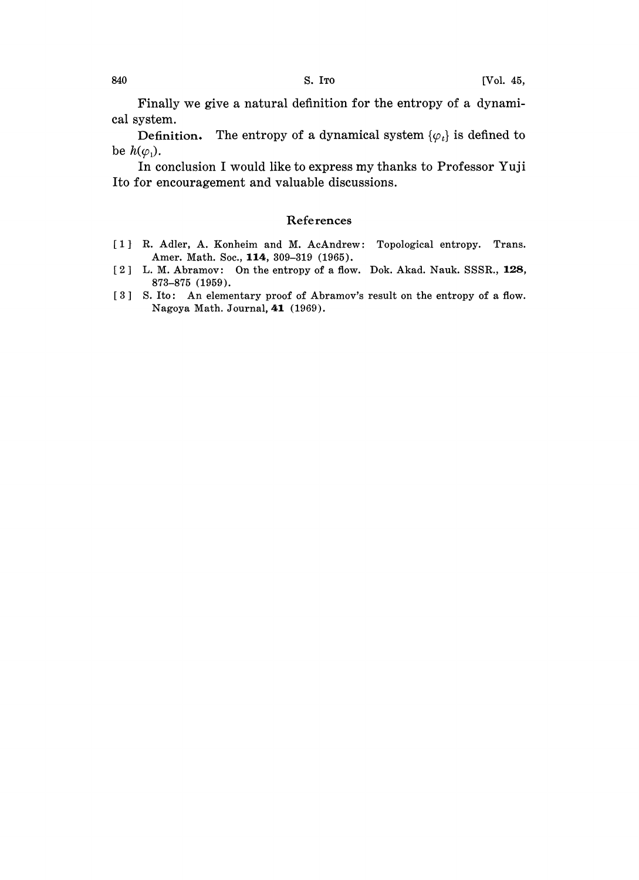Finally we give a natural definition for the entropy of a dynamical system.

**Definition.** The entropy of a dynamical system $\{\varphi_t\}$ is defined to be $h(\varphi_1)$.

In conclusion I would like to express my thanks to Professor Yuji Ito for encouragement and valuable discussions.

## References

[1] R. Adler, A. Konheim and M. AcAndrew: Topological entropy. Trans. Amer. Math. Soc., **114**, 309–319 (1965).

[2] L. M. Abramov: On the entropy of a flow. Dok. Akad. Nauk. SSSR., **128**, 873–875 (1959).

[3] S. Ito: An elementary proof of Abramov's result on the entropy of a flow. Nagoya Math. Journal, **41** (1969).